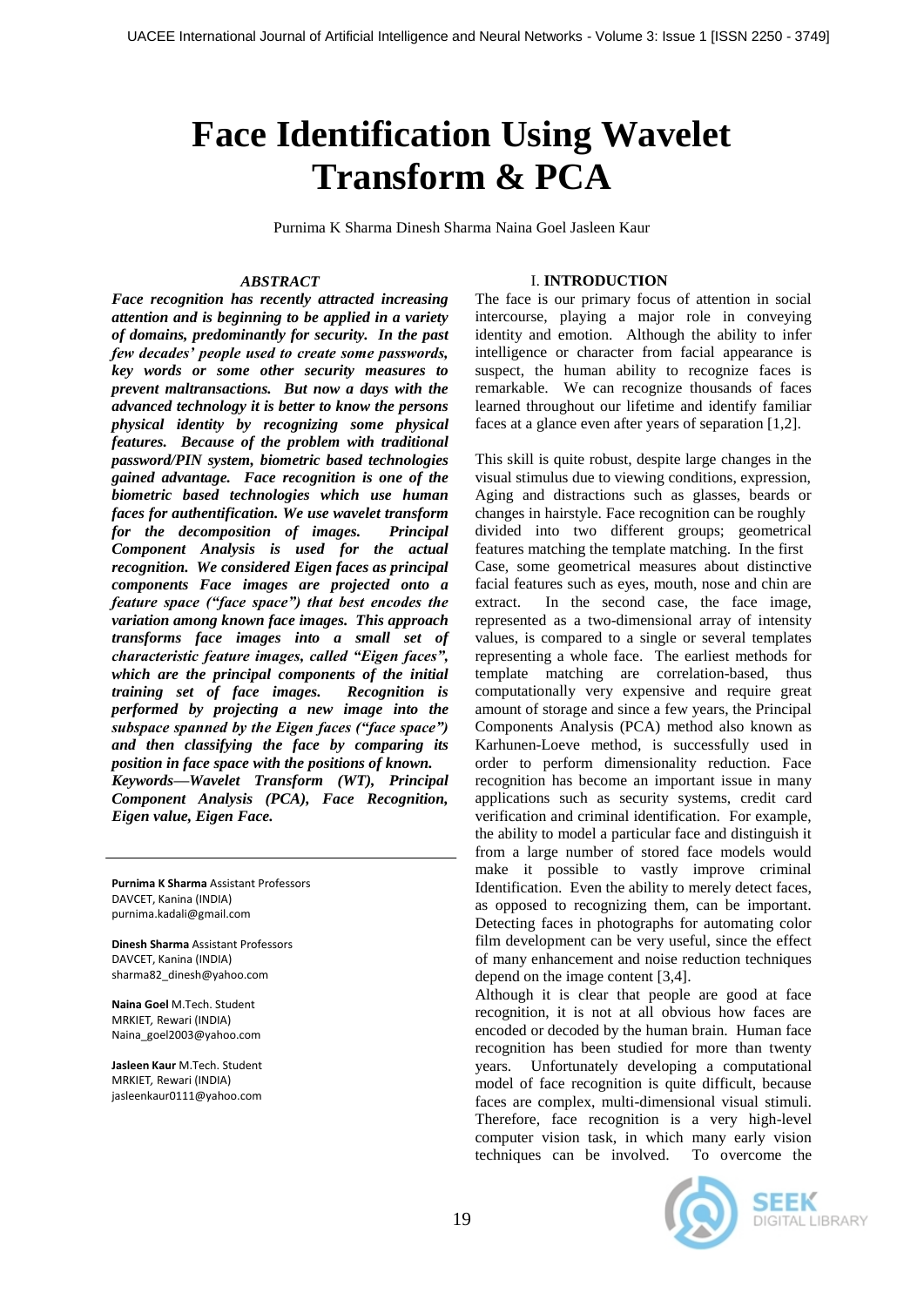# Face Identification Using Wavelet Transform & PCA

Purnima K Sharma Dinesh Sharma Naina Goel Jasleen Kaur

***ABSTRACT***

***Face recognition has recently attracted increasing attention and is beginning to be applied in a variety of domains, predominantly for security. In the past few decades' people used to create some passwords, key words or some other security measures to prevent maltransactions. But now a days with the advanced technology it is better to know the persons physical identity by recognizing some physical features. Because of the problem with traditional password/PIN system, biometric based technologies gained advantage. Face recognition is one of the biometric based technologies which use human faces for authentification. We use wavelet transform for the decomposition of images. Principal Component Analysis is used for the actual recognition. We considered Eigen faces as principal components Face images are projected onto a feature space ("face space") that best encodes the variation among known face images. This approach transforms face images into a small set of characteristic feature images, called "Eigen faces", which are the principal components of the initial training set of face images. Recognition is performed by projecting a new image into the subspace spanned by the Eigen faces ("face space") and then classifying the face by comparing its position in face space with the positions of known.***

***Keywords—Wavelet Transform (WT), Principal Component Analysis (PCA), Face Recognition, Eigen value, Eigen Face.***

---

**Purnima K Sharma** Assistant Professors
DAVCET, Kanina (INDIA)
purnima.kadali@gmail.com

**Dinesh Sharma** Assistant Professors
DAVCET, Kanina (INDIA)
sharma82_dinesh@yahoo.com

**Naina Goel** M.Tech. Student
MRKIET, Rewari (INDIA)
Naina_goel2003@yahoo.com

**Jasleen Kaur** M.Tech. Student
MRKIET, Rewari (INDIA)
jasleenkaur0111@yahoo.com

## I. **INTRODUCTION**

The face is our primary focus of attention in social intercourse, playing a major role in conveying identity and emotion. Although the ability to infer intelligence or character from facial appearance is suspect, the human ability to recognize faces is remarkable. We can recognize thousands of faces learned throughout our lifetime and identify familiar faces at a glance even after years of separation [1,2].

This skill is quite robust, despite large changes in the visual stimulus due to viewing conditions, expression, Aging and distractions such as glasses, beards or changes in hairstyle. Face recognition can be roughly divided into two different groups; geometrical features matching the template matching. In the first Case, some geometrical measures about distinctive facial features such as eyes, mouth, nose and chin are extract. In the second case, the face image, represented as a two-dimensional array of intensity values, is compared to a single or several templates representing a whole face. The earliest methods for template matching are correlation-based, thus computationally very expensive and require great amount of storage and since a few years, the Principal Components Analysis (PCA) method also known as Karhunen-Loeve method, is successfully used in order to perform dimensionality reduction. Face recognition has become an important issue in many applications such as security systems, credit card verification and criminal identification. For example, the ability to model a particular face and distinguish it from a large number of stored face models would make it possible to vastly improve criminal Identification. Even the ability to merely detect faces, as opposed to recognizing them, can be important. Detecting faces in photographs for automating color film development can be very useful, since the effect of many enhancement and noise reduction techniques depend on the image content [3,4].

Although it is clear that people are good at face recognition, it is not at all obvious how faces are encoded or decoded by the human brain. Human face recognition has been studied for more than twenty years. Unfortunately developing a computational model of face recognition is quite difficult, because faces are complex, multi-dimensional visual stimuli. Therefore, face recognition is a very high-level computer vision task, in which many early vision techniques can be involved. To overcome the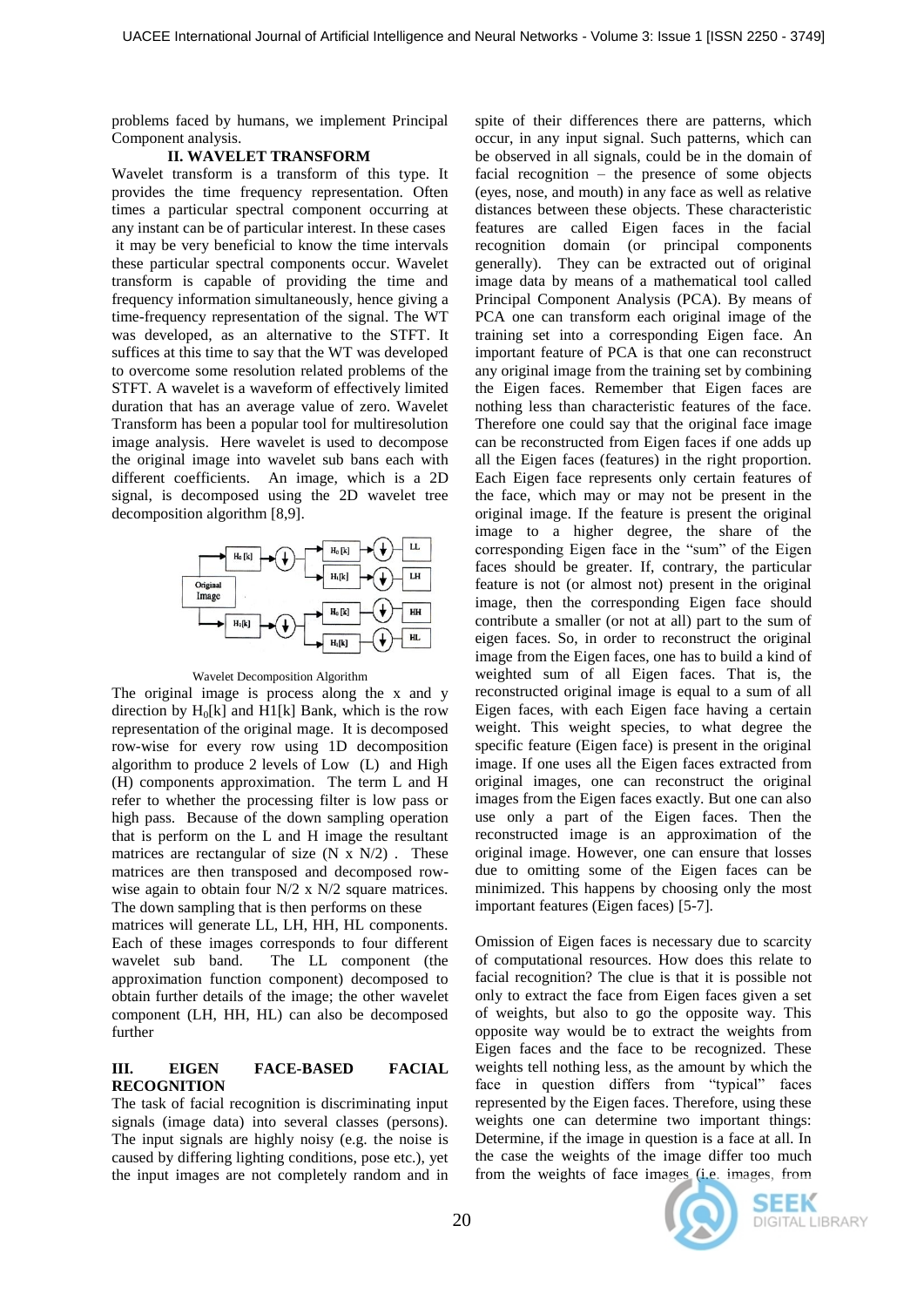problems faced by humans, we implement Principal Component analysis.

## II. WAVELET TRANSFORM

Wavelet transform is a transform of this type. It provides the time frequency representation. Often times a particular spectral component occurring at any instant can be of particular interest. In these cases it may be very beneficial to know the time intervals these particular spectral components occur. Wavelet transform is capable of providing the time and frequency information simultaneously, hence giving a time-frequency representation of the signal. The WT was developed, as an alternative to the STFT. It suffices at this time to say that the WT was developed to overcome some resolution related problems of the STFT. A wavelet is a waveform of effectively limited duration that has an average value of zero. Wavelet Transform has been a popular tool for multiresolution image analysis. Here wavelet is used to decompose the original image into wavelet sub bans each with different coefficients. An image, which is a 2D signal, is decomposed using the 2D wavelet tree decomposition algorithm [8,9].

Wavelet Decomposition Algorithm

The original image is process along the x and y direction by $H_0[k]$ and H1[k] Bank, which is the row representation of the original mage. It is decomposed row-wise for every row using 1D decomposition algorithm to produce 2 levels of Low (L) and High (H) components approximation. The term L and H refer to whether the processing filter is low pass or high pass. Because of the down sampling operation that is perform on the L and H image the resultant matrices are rectangular of size (N x N/2) . These matrices are then transposed and decomposed row-wise again to obtain four N/2 x N/2 square matrices. The down sampling that is then performs on these matrices will generate LL, LH, HH, HL components. Each of these images corresponds to four different wavelet sub band. The LL component (the approximation function component) decomposed to obtain further details of the image; the other wavelet component (LH, HH, HL) can also be decomposed further

## III. EIGEN FACE-BASED FACIAL RECOGNITION

The task of facial recognition is discriminating input signals (image data) into several classes (persons). The input signals are highly noisy (e.g. the noise is caused by differing lighting conditions, pose etc.), yet the input images are not completely random and in spite of their differences there are patterns, which occur, in any input signal. Such patterns, which can be observed in all signals, could be in the domain of facial recognition – the presence of some objects (eyes, nose, and mouth) in any face as well as relative distances between these objects. These characteristic features are called Eigen faces in the facial recognition domain (or principal components generally). They can be extracted out of original image data by means of a mathematical tool called Principal Component Analysis (PCA). By means of PCA one can transform each original image of the training set into a corresponding Eigen face. An important feature of PCA is that one can reconstruct any original image from the training set by combining the Eigen faces. Remember that Eigen faces are nothing less than characteristic features of the face. Therefore one could say that the original face image can be reconstructed from Eigen faces if one adds up all the Eigen faces (features) in the right proportion. Each Eigen face represents only certain features of the face, which may or may not be present in the original image. If the feature is present the original image to a higher degree, the share of the corresponding Eigen face in the "sum" of the Eigen faces should be greater. If, contrary, the particular feature is not (or almost not) present in the original image, then the corresponding Eigen face should contribute a smaller (or not at all) part to the sum of eigen faces. So, in order to reconstruct the original image from the Eigen faces, one has to build a kind of weighted sum of all Eigen faces. That is, the reconstructed original image is equal to a sum of all Eigen faces, with each Eigen face having a certain weight. This weight species, to what degree the specific feature (Eigen face) is present in the original image. If one uses all the Eigen faces extracted from original images, one can reconstruct the original images from the Eigen faces exactly. But one can also use only a part of the Eigen faces. Then the reconstructed image is an approximation of the original image. However, one can ensure that losses due to omitting some of the Eigen faces can be minimized. This happens by choosing only the most important features (Eigen faces) [5-7].

Omission of Eigen faces is necessary due to scarcity of computational resources. How does this relate to facial recognition? The clue is that it is possible not only to extract the face from Eigen faces given a set of weights, but also to go the opposite way. This opposite way would be to extract the weights from Eigen faces and the face to be recognized. These weights tell nothing less, as the amount by which the face in question differs from "typical" faces represented by the Eigen faces. Therefore, using these weights one can determine two important things: Determine, if the image in question is a face at all. In the case the weights of the image differ too much from the weights of face images (i.e. images, from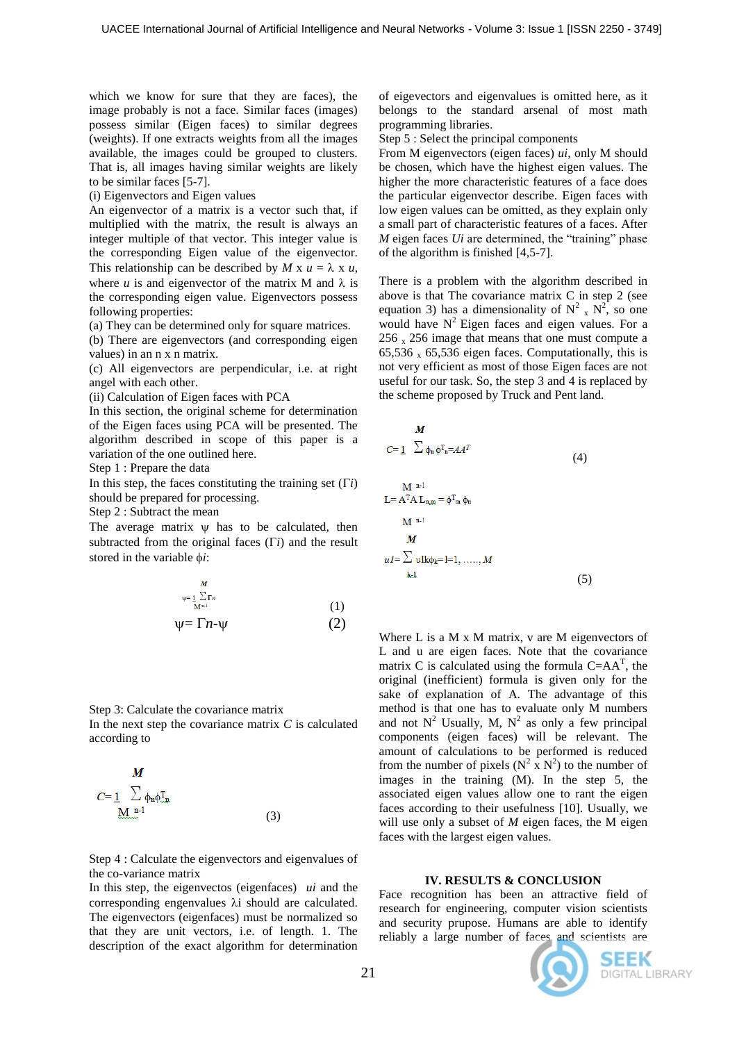which we know for sure that they are faces), the image probably is not a face. Similar faces (images) possess similar (Eigen faces) to similar degrees (weights). If one extracts weights from all the images available, the images could be grouped to clusters. That is, all images having similar weights are likely to be similar faces [5-7].

(i) Eigenvectors and Eigen values

An eigenvector of a matrix is a vector such that, if multiplied with the matrix, the result is always an integer multiple of that vector. This integer value is the corresponding Eigen value of the eigenvector. This relationship can be described by $M \times u = \lambda \times u$, where $u$ is and eigenvector of the matrix M and $\lambda$ is the corresponding eigen value. Eigenvectors possess following properties:

(a) They can be determined only for square matrices.

(b) There are eigenvectors (and corresponding eigen values) in an n x n matrix.

(c) All eigenvectors are perpendicular, i.e. at right angel with each other.

(ii) Calculation of Eigen faces with PCA

In this section, the original scheme for determination of the Eigen faces using PCA will be presented. The algorithm described in scope of this paper is a variation of the one outlined here.

Step 1 : Prepare the data

In this step, the faces constituting the training set ($\Gamma i$) should be prepared for processing.

Step 2 : Subtract the mean

The average matrix $\psi$ has to be calculated, then subtracted from the original faces ($\Gamma i$) and the result stored in the variable $\phi i$:

$$\psi = \frac{1}{M} \sum_{n=1}^{M} \Gamma_n \quad (1)$$

$$\psi = \Gamma n - \psi \quad (2)$$

Step 3: Calculate the covariance matrix

In the next step the covariance matrix $C$ is calculated according to

$$C = \frac{1}{M} \sum_{n=1}^{M} \phi_n \phi_n^T \quad (3)$$

Step 4 : Calculate the eigenvectors and eigenvalues of the co-variance matrix

In this step, the eigenvectos (eigenfaces) $ui$ and the corresponding engenvalues $\lambda i$ should are calculated. The eigenvectors (eigenfaces) must be normalized so that they are unit vectors, i.e. of length. 1. The description of the exact algorithm for determination of eigevectors and eigenvalues is omitted here, as it belongs to the standard arsenal of most math programming libraries.

Step 5 : Select the principal components

From M eigenvectors (eigen faces) $ui$, only M should be chosen, which have the highest eigen values. The higher the more characteristic features of a face does the particular eigenvector describe. Eigen faces with low eigen values can be omitted, as they explain only a small part of characteristic features of a faces. After $M$ eigen faces $Ui$ are determined, the "training" phase of the algorithm is finished [4,5-7].

There is a problem with the algorithm described in above is that The covariance matrix C in step 2 (see equation 3) has a dimensionality of $N^2 \times N^2$, so one would have $N^2$ Eigen faces and eigen values. For a $256 \times 256$ image that means that one must compute a $65{,}536 \times 65{,}536$ eigen faces. Computationally, this is not very efficient as most of those Eigen faces are not useful for our task. So, the step 3 and 4 is replaced by the scheme proposed by Truck and Pent land.

$$C = \frac{1}{M} \sum_{n=1}^{M} \phi_n \phi_n^T = AA^T \quad (4)$$

$$L = A^T A \; L_{n,m} = \phi_m^T \phi_n$$

$$ul = \sum_{k=1}^{M} ulk \phi_k = l = 1, \ldots, M \quad (5)$$

Where L is a M x M matrix, v are M eigenvectors of L and u are eigen faces. Note that the covariance matrix C is calculated using the formula $C=AA^T$, the original (inefficient) formula is given only for the sake of explanation of A. The advantage of this method is that one has to evaluate only M numbers and not $N^2$ Usually, M, $N^2$ as only a few principal components (eigen faces) will be relevant. The amount of calculations to be performed is reduced from the number of pixels ($N^2 \times N^2$) to the number of images in the training (M). In the step 5, the associated eigen values allow one to rant the eigen faces according to their usefulness [10]. Usually, we will use only a subset of $M$ eigen faces, the M eigen faces with the largest eigen values.

## IV. RESULTS & CONCLUSION

Face recognition has been an attractive field of research for engineering, computer vision scientists and security prupose. Humans are able to identify reliably a large number of faces and scientists are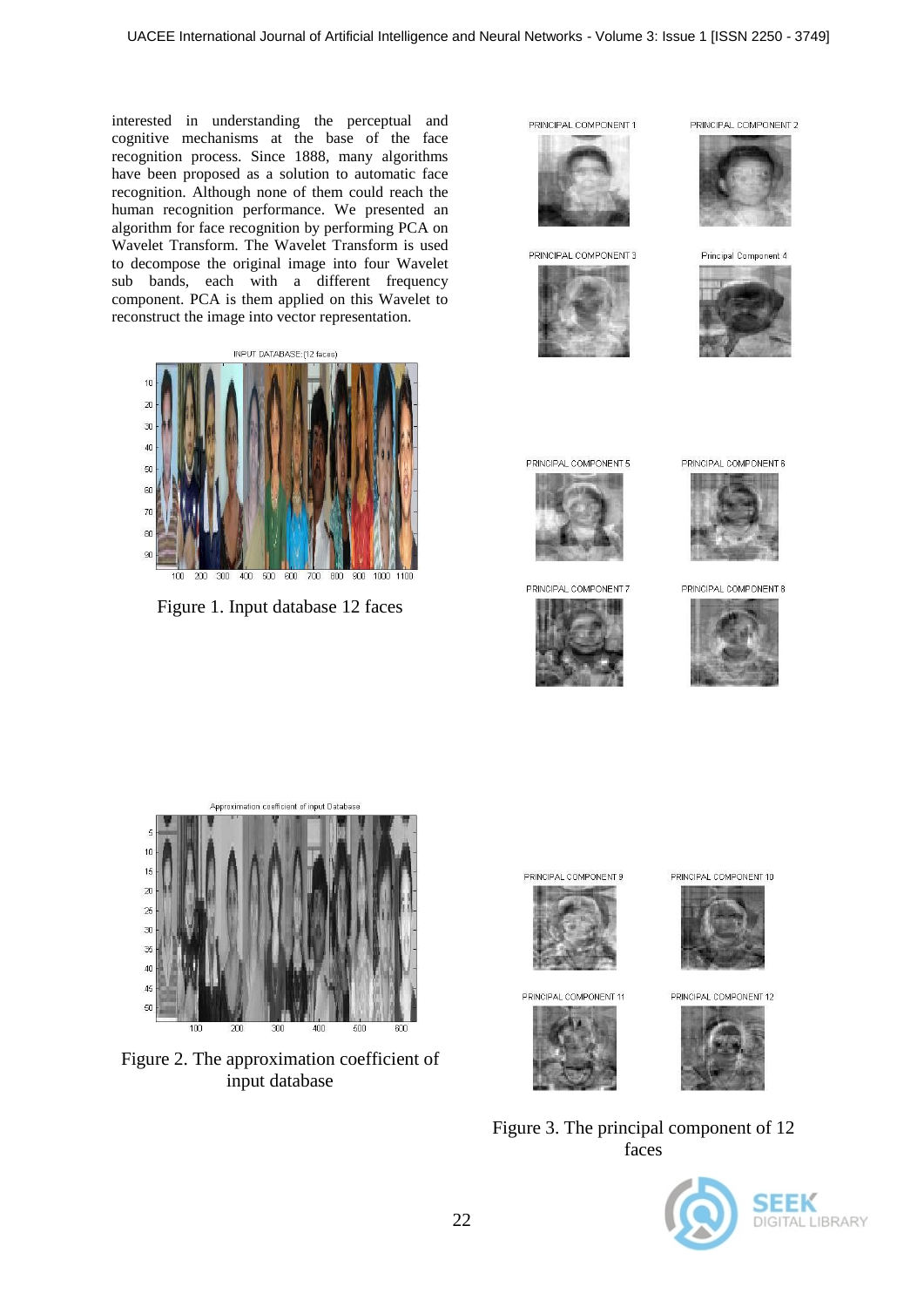interested in understanding the perceptual and cognitive mechanisms at the base of the face recognition process. Since 1888, many algorithms have been proposed as a solution to automatic face recognition. Although none of them could reach the human recognition performance. We presented an algorithm for face recognition by performing PCA on Wavelet Transform. The Wavelet Transform is used to decompose the original image into four Wavelet sub bands, each with a different frequency component. PCA is them applied on this Wavelet to reconstruct the image into vector representation.

Figure 1. Input database 12 faces

Figure 2. The approximation coefficient of input database

Figure 3. The principal component of 12 faces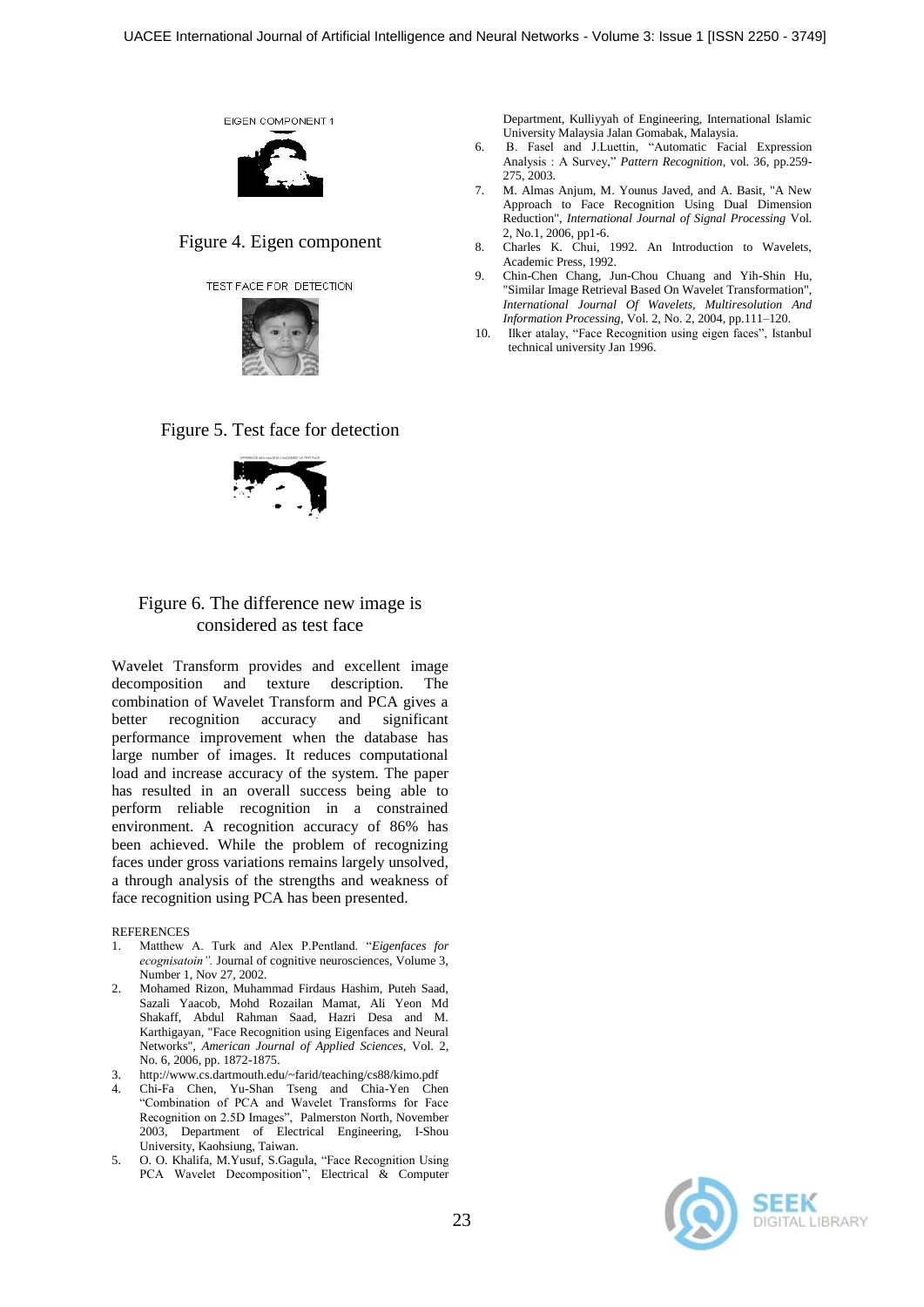EIGEN COMPONENT 1

Figure 4. Eigen component

TEST FACE FOR DETECTION

Figure 5. Test face for detection

Figure 6. The difference new image is considered as test face

Wavelet Transform provides and excellent image decomposition and texture description. The combination of Wavelet Transform and PCA gives a better recognition accuracy and significant performance improvement when the database has large number of images. It reduces computational load and increase accuracy of the system. The paper has resulted in an overall success being able to perform reliable recognition in a constrained environment. A recognition accuracy of 86% has been achieved. While the problem of recognizing faces under gross variations remains largely unsolved, a through analysis of the strengths and weakness of face recognition using PCA has been presented.

REFERENCES

1. Matthew A. Turk and Alex P.Pentland. "*Eigenfaces for ecognisatoin".* Journal of cognitive neurosciences, Volume 3, Number 1, Nov 27, 2002.
2. Mohamed Rizon, Muhammad Firdaus Hashim, Puteh Saad, Sazali Yaacob, Mohd Rozailan Mamat, Ali Yeon Md Shakaff, Abdul Rahman Saad, Hazri Desa and M. Karthigayan, "Face Recognition using Eigenfaces and Neural Networks", *American Journal of Applied Sciences*, Vol. 2, No. 6, 2006, pp. 1872-1875.
3. http://www.cs.dartmouth.edu/~farid/teaching/cs88/kimo.pdf
4. Chi-Fa Chen, Yu-Shan Tseng and Chia-Yen Chen "Combination of PCA and Wavelet Transforms for Face Recognition on 2.5D Images", Palmerston North, November 2003, Department of Electrical Engineering, I-Shou University, Kaohsiung, Taiwan.
5. O. O. Khalifa, M.Yusuf, S.Gagula, "Face Recognition Using PCA Wavelet Decomposition", Electrical & Computer Department, Kulliyyah of Engineering, International Islamic University Malaysia Jalan Gomabak, Malaysia.
6. B. Fasel and J.Luettin, "Automatic Facial Expression Analysis : A Survey," *Pattern Recognition*, vol. 36, pp.259-275, 2003.
7. M. Almas Anjum, M. Younus Javed, and A. Basit, "A New Approach to Face Recognition Using Dual Dimension Reduction", *International Journal of Signal Processing* Vol. 2, No.1, 2006, pp1-6.
8. Charles K. Chui, 1992. An Introduction to Wavelets, Academic Press, 1992.
9. Chin-Chen Chang, Jun-Chou Chuang and Yih-Shin Hu, "Similar Image Retrieval Based On Wavelet Transformation", *International Journal Of Wavelets, Multiresolution And Information Processing*, Vol. 2, No. 2, 2004, pp.111–120.
10. Ilker atalay, "Face Recognition using eigen faces", Istanbul technical university Jan 1996.